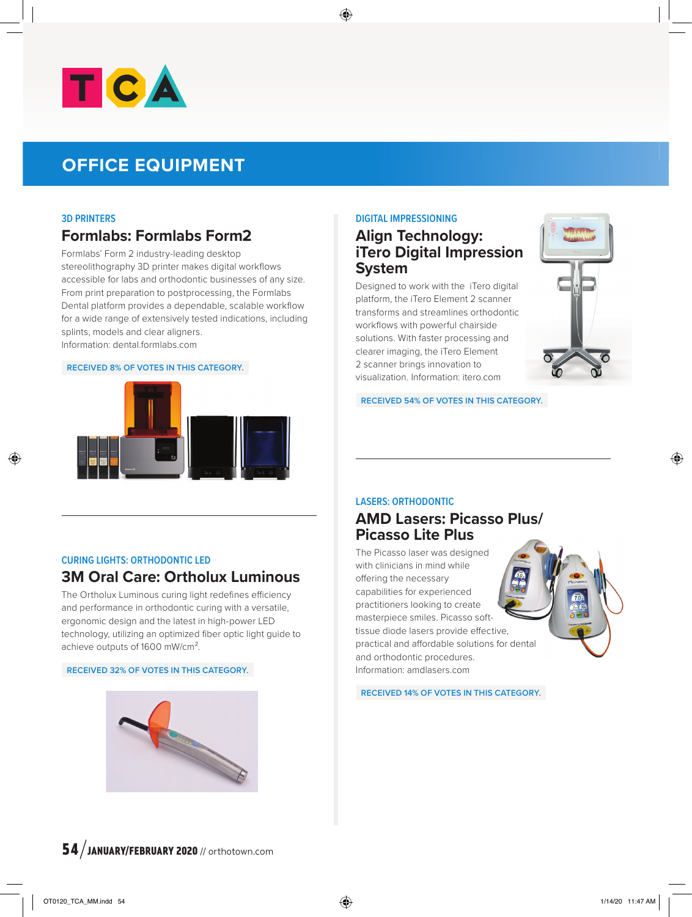TCA

# OFFICE EQUIPMENT

### 3D PRINTERS

## Formlabs: Formlabs Form2

Formlabs' Form 2 industry-leading desktop stereolithography 3D printer makes digital workflows accessible for labs and orthodontic businesses of any size. From print preparation to postprocessing, the Formlabs Dental platform provides a dependable, scalable workflow for a wide range of extensively tested indications, including splints, models and clear aligners.
Information: dental.formlabs.com

RECEIVED 8% OF VOTES IN THIS CATEGORY.

### CURING LIGHTS: ORTHODONTIC LED

## 3M Oral Care: Ortholux Luminous

The Ortholux Luminous curing light redefines efficiency and performance in orthodontic curing with a versatile, ergonomic design and the latest in high-power LED technology, utilizing an optimized fiber optic light guide to achieve outputs of 1600 mW/cm$^2$.

RECEIVED 32% OF VOTES IN THIS CATEGORY.

### DIGITAL IMPRESSIONING

## Align Technology: iTero Digital Impression System

Designed to work with the iTero digital platform, the iTero Element 2 scanner transforms and streamlines orthodontic workflows with powerful chairside solutions. With faster processing and clearer imaging, the iTero Element 2 scanner brings innovation to visualization. Information: itero.com

RECEIVED 54% OF VOTES IN THIS CATEGORY.

### LASERS: ORTHODONTIC

## AMD Lasers: Picasso Plus/ Picasso Lite Plus

The Picasso laser was designed with clinicians in mind while offering the necessary capabilities for experienced practitioners looking to create masterpiece smiles. Picasso soft-tissue diode lasers provide effective, practical and affordable solutions for dental and orthodontic procedures.
Information: amdlasers.com

RECEIVED 14% OF VOTES IN THIS CATEGORY.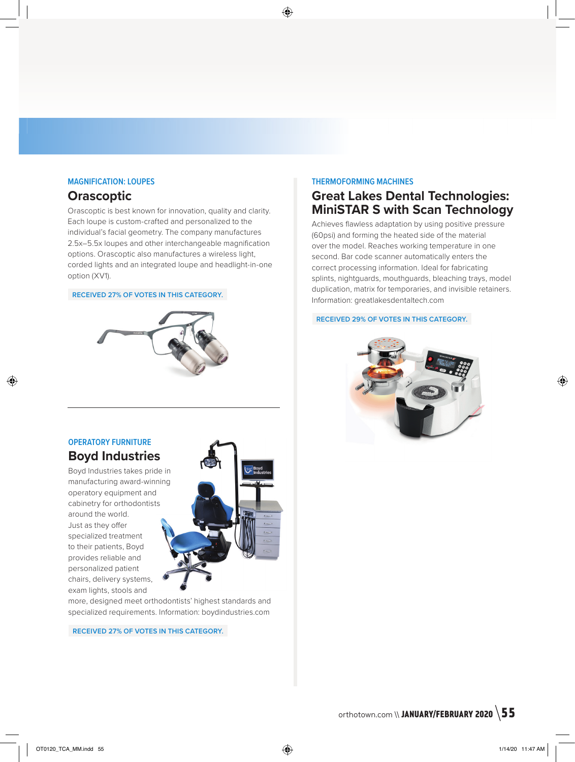MAGNIFICATION: LOUPES

## Orascoptic

Orascoptic is best known for innovation, quality and clarity. Each loupe is custom-crafted and personalized to the individual's facial geometry. The company manufactures 2.5x–5.5x loupes and other interchangeable magnification options. Orascoptic also manufactures a wireless light, corded lights and an integrated loupe and headlight-in-one option (XV1).

RECEIVED 27% OF VOTES IN THIS CATEGORY.

OPERATORY FURNITURE

## Boyd Industries

Boyd Industries takes pride in manufacturing award-winning operatory equipment and cabinetry for orthodontists around the world. Just as they offer specialized treatment to their patients, Boyd provides reliable and personalized patient chairs, delivery systems, exam lights, stools and more, designed meet orthodontists' highest standards and specialized requirements. Information: boydindustries.com

RECEIVED 27% OF VOTES IN THIS CATEGORY.

THERMOFORMING MACHINES

## Great Lakes Dental Technologies: MiniSTAR S with Scan Technology

Achieves flawless adaptation by using positive pressure (60psi) and forming the heated side of the material over the model. Reaches working temperature in one second. Bar code scanner automatically enters the correct processing information. Ideal for fabricating splints, nightguards, mouthguards, bleaching trays, model duplication, matrix for temporaries, and invisible retainers. Information: greatlakesdentaltech.com

RECEIVED 29% OF VOTES IN THIS CATEGORY.